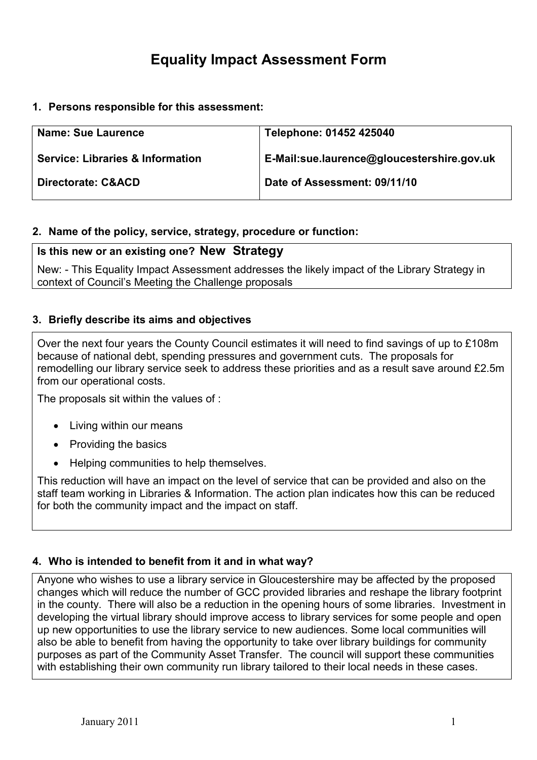# Equality Impact Assessment Form

## 1. Persons responsible for this assessment:

| Name: Sue Laurence | Telephone: 01452 425040 |
|---|---|
| Service: Libraries & Information | E-Mail:sue.laurence@gloucestershire.gov.uk |
| Directorate: C&ACD | Date of Assessment: 09/11/10 |

## 2. Name of the policy, service, strategy, procedure or function:

**Is this new or an existing one? New Strategy**

New: - This Equality Impact Assessment addresses the likely impact of the Library Strategy in context of Council's Meeting the Challenge proposals

## 3. Briefly describe its aims and objectives

Over the next four years the County Council estimates it will need to find savings of up to £108m because of national debt, spending pressures and government cuts. The proposals for remodelling our library service seek to address these priorities and as a result save around £2.5m from our operational costs.

The proposals sit within the values of :

- Living within our means
- Providing the basics
- Helping communities to help themselves.

This reduction will have an impact on the level of service that can be provided and also on the staff team working in Libraries & Information. The action plan indicates how this can be reduced for both the community impact and the impact on staff.

## 4. Who is intended to benefit from it and in what way?

Anyone who wishes to use a library service in Gloucestershire may be affected by the proposed changes which will reduce the number of GCC provided libraries and reshape the library footprint in the county. There will also be a reduction in the opening hours of some libraries. Investment in developing the virtual library should improve access to library services for some people and open up new opportunities to use the library service to new audiences. Some local communities will also be able to benefit from having the opportunity to take over library buildings for community purposes as part of the Community Asset Transfer. The council will support these communities with establishing their own community run library tailored to their local needs in these cases.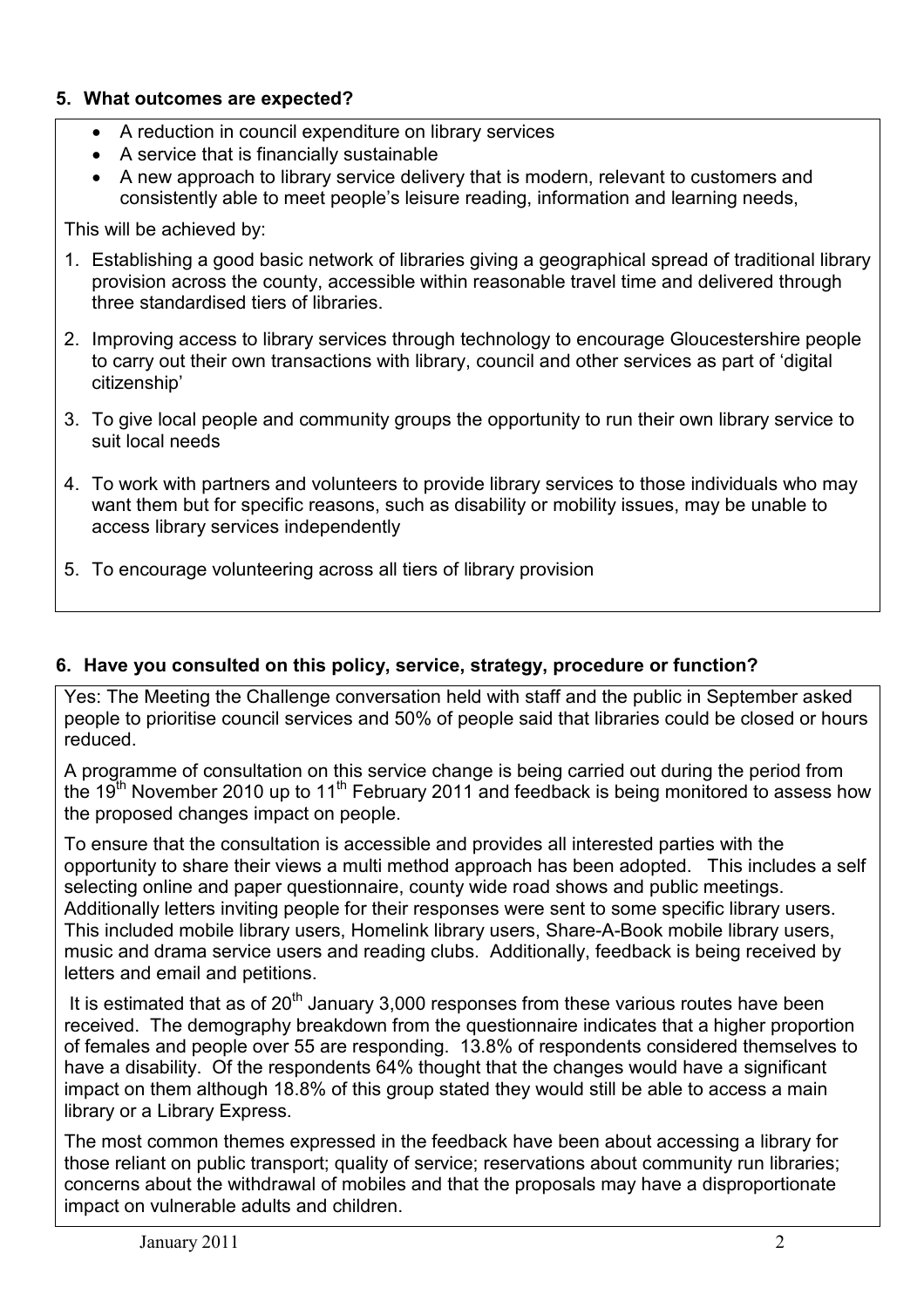### 5. What outcomes are expected?

- A reduction in council expenditure on library services
- A service that is financially sustainable
- A new approach to library service delivery that is modern, relevant to customers and consistently able to meet people's leisure reading, information and learning needs,

This will be achieved by:

1. Establishing a good basic network of libraries giving a geographical spread of traditional library provision across the county, accessible within reasonable travel time and delivered through three standardised tiers of libraries.
2. Improving access to library services through technology to encourage Gloucestershire people to carry out their own transactions with library, council and other services as part of 'digital citizenship'
3. To give local people and community groups the opportunity to run their own library service to suit local needs
4. To work with partners and volunteers to provide library services to those individuals who may want them but for specific reasons, such as disability or mobility issues, may be unable to access library services independently
5. To encourage volunteering across all tiers of library provision

### 6. Have you consulted on this policy, service, strategy, procedure or function?

Yes: The Meeting the Challenge conversation held with staff and the public in September asked people to prioritise council services and 50% of people said that libraries could be closed or hours reduced.

A programme of consultation on this service change is being carried out during the period from the 19th November 2010 up to 11th February 2011 and feedback is being monitored to assess how the proposed changes impact on people.

To ensure that the consultation is accessible and provides all interested parties with the opportunity to share their views a multi method approach has been adopted. This includes a self selecting online and paper questionnaire, county wide road shows and public meetings. Additionally letters inviting people for their responses were sent to some specific library users. This included mobile library users, Homelink library users, Share-A-Book mobile library users, music and drama service users and reading clubs. Additionally, feedback is being received by letters and email and petitions.

It is estimated that as of 20th January 3,000 responses from these various routes have been received. The demography breakdown from the questionnaire indicates that a higher proportion of females and people over 55 are responding. 13.8% of respondents considered themselves to have a disability. Of the respondents 64% thought that the changes would have a significant impact on them although 18.8% of this group stated they would still be able to access a main library or a Library Express.

The most common themes expressed in the feedback have been about accessing a library for those reliant on public transport; quality of service; reservations about community run libraries; concerns about the withdrawal of mobiles and that the proposals may have a disproportionate impact on vulnerable adults and children.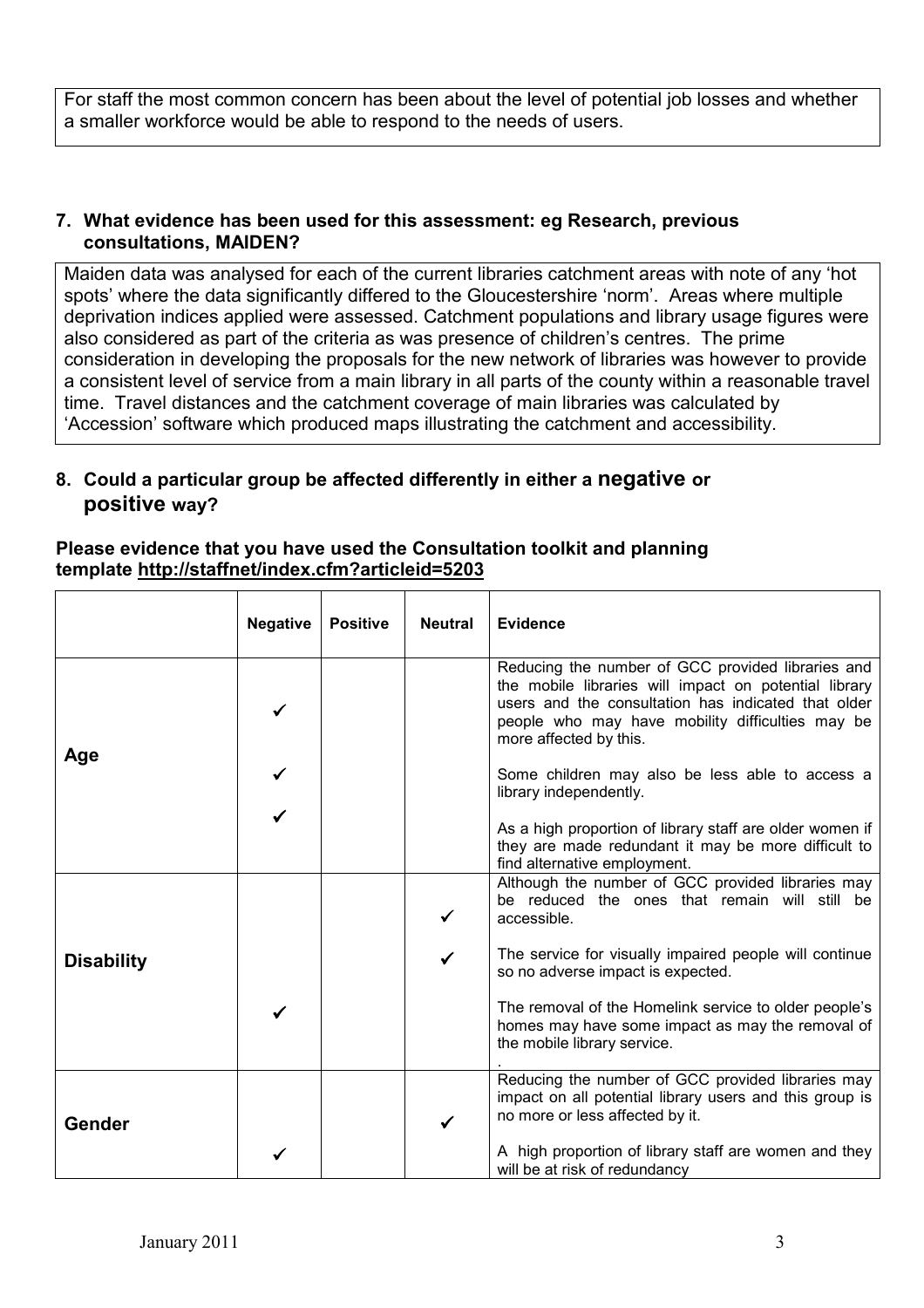For staff the most common concern has been about the level of potential job losses and whether a smaller workforce would be able to respond to the needs of users.

### 7. What evidence has been used for this assessment: eg Research, previous consultations, MAIDEN?

Maiden data was analysed for each of the current libraries catchment areas with note of any 'hot spots' where the data significantly differed to the Gloucestershire 'norm'. Areas where multiple deprivation indices applied were assessed. Catchment populations and library usage figures were also considered as part of the criteria as was presence of children's centres. The prime consideration in developing the proposals for the new network of libraries was however to provide a consistent level of service from a main library in all parts of the county within a reasonable travel time. Travel distances and the catchment coverage of main libraries was calculated by 'Accession' software which produced maps illustrating the catchment and accessibility.

### 8. Could a particular group be affected differently in either a **negative** or **positive** way?

**Please evidence that you have used the Consultation toolkit and planning template http://staffnet/index.cfm?articleid=5203**

| | Negative | Positive | Neutral | Evidence |
|---|---|---|---|---|
| **Age** | ✓ | | | Reducing the number of GCC provided libraries and the mobile libraries will impact on potential library users and the consultation has indicated that older people who may have mobility difficulties may be more affected by this. |
| | ✓ | | | Some children may also be less able to access a library independently. |
| | ✓ | | | As a high proportion of library staff are older women if they are made redundant it may be more difficult to find alternative employment. |
| **Disability** | | | ✓ | Although the number of GCC provided libraries may be reduced the ones that remain will still be accessible. |
| | | | ✓ | The service for visually impaired people will continue so no adverse impact is expected. |
| | ✓ | | | The removal of the Homelink service to older people's homes may have some impact as may the removal of the mobile library service. |
| **Gender** | | | ✓ | Reducing the number of GCC provided libraries may impact on all potential library users and this group is no more or less affected by it. |
| | ✓ | | | A high proportion of library staff are women and they will be at risk of redundancy |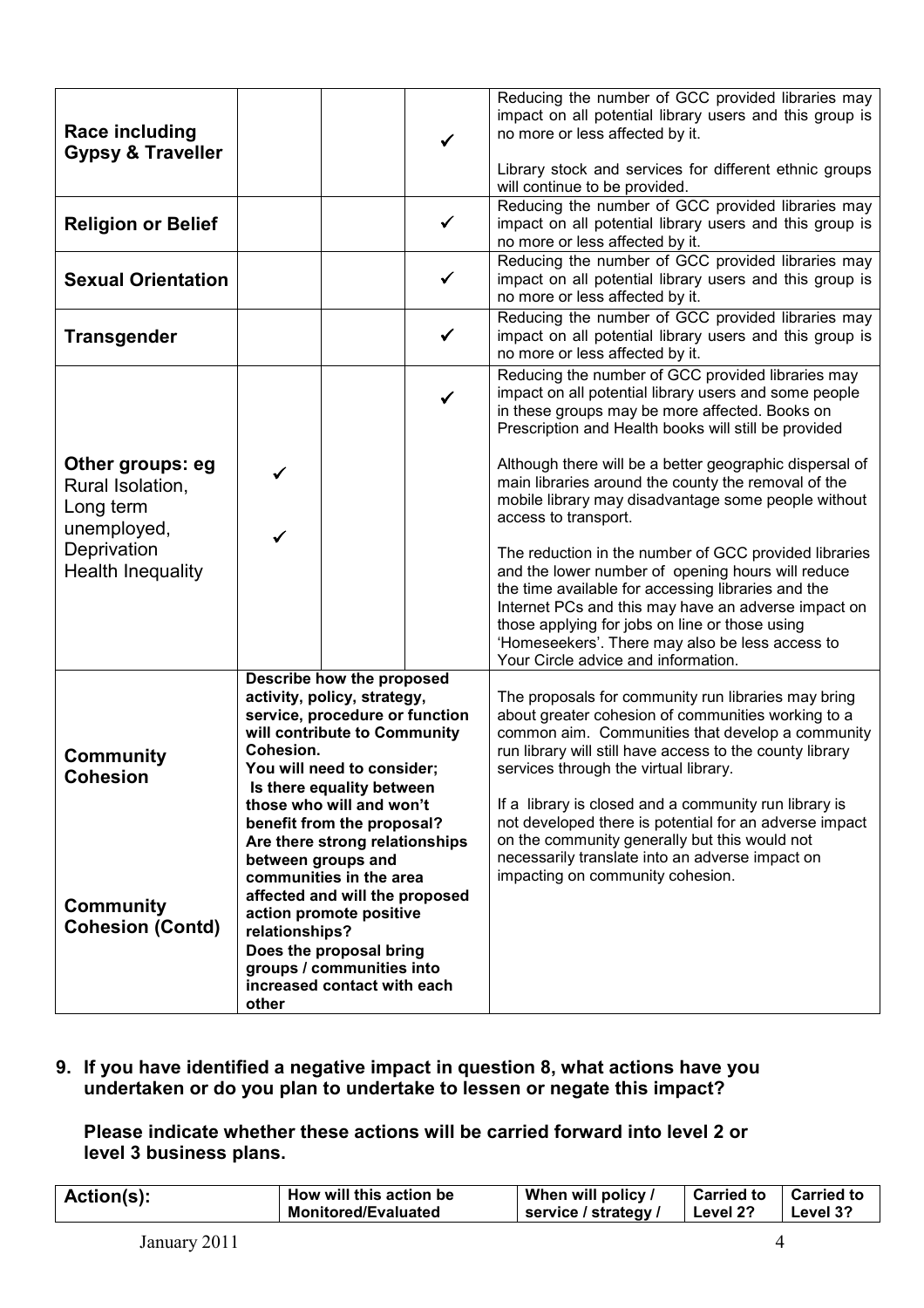| | | | | |
|---|---|---|---|---|
| **Race including Gypsy & Traveller** | | | ✓ | Reducing the number of GCC provided libraries may impact on all potential library users and this group is no more or less affected by it.<br><br>Library stock and services for different ethnic groups will continue to be provided. |
| **Religion or Belief** | | | ✓ | Reducing the number of GCC provided libraries may impact on all potential library users and this group is no more or less affected by it. |
| **Sexual Orientation** | | | ✓ | Reducing the number of GCC provided libraries may impact on all potential library users and this group is no more or less affected by it. |
| **Transgender** | | | ✓ | Reducing the number of GCC provided libraries may impact on all potential library users and this group is no more or less affected by it. |
| **Other groups: eg** Rural Isolation, Long term unemployed, Deprivation Health Inequality | ✓<br><br>✓ | | ✓ | Reducing the number of GCC provided libraries may impact on all potential library users and some people in these groups may be more affected. Books on Prescription and Health books will still be provided<br><br>Although there will be a better geographic dispersal of main libraries around the county the removal of the mobile library may disadvantage some people without access to transport.<br><br>The reduction in the number of GCC provided libraries and the lower number of opening hours will reduce the time available for accessing libraries and the Internet PCs and this may have an adverse impact on those applying for jobs on line or those using 'Homeseekers'. There may also be less access to Your Circle advice and information. |
| **Community Cohesion**<br><br>**Community Cohesion (Contd)** | **Describe how the proposed activity, policy, strategy, service, procedure or function will contribute to Community Cohesion.**<br>**You will need to consider;**<br>**Is there equality between those who will and won't benefit from the proposal?**<br>**Are there strong relationships between groups and communities in the area affected and will the proposed action promote positive relationships?**<br>**Does the proposal bring groups / communities into increased contact with each other** | | | The proposals for community run libraries may bring about greater cohesion of communities working to a common aim. Communities that develop a community run library will still have access to the county library services through the virtual library.<br><br>If a library is closed and a community run library is not developed there is potential for an adverse impact on the community generally but this would not necessarily translate into an adverse impact on impacting on community cohesion. |

**9. If you have identified a negative impact in question 8, what actions have you undertaken or do you plan to undertake to lessen or negate this impact?**

**Please indicate whether these actions will be carried forward into level 2 or level 3 business plans.**

| Action(s): | How will this action be Monitored/Evaluated | When will policy / service / strategy / | Carried to Level 2? | Carried to Level 3? |
|---|---|---|---|---|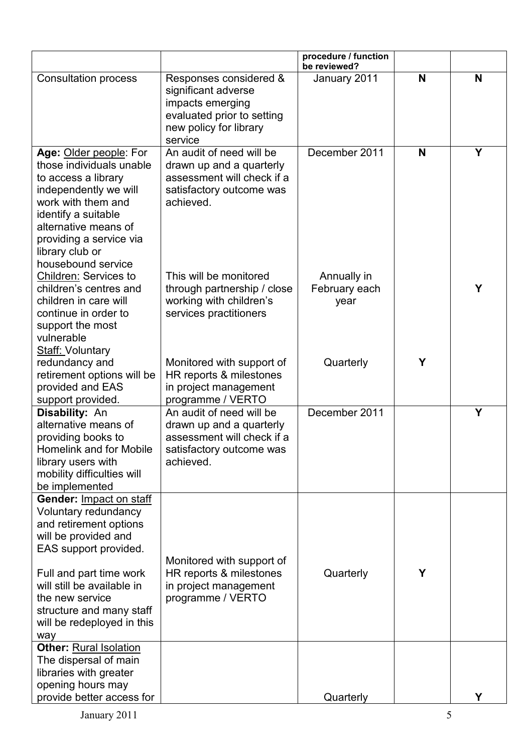| | | procedure / function be reviewed? | | |
|---|---|---|---|---|
| Consultation process | Responses considered & significant adverse impacts emerging evaluated prior to setting new policy for library service | January 2011 | **N** | **N** |
| **Age:** Older people: For those individuals unable to access a library independently we will work with them and identify a suitable alternative means of providing a service via library club or housebound service | An audit of need will be drawn up and a quarterly assessment will check if a satisfactory outcome was achieved. | December 2011 | **N** | **Y** |
| Children: Services to children's centres and children in care will continue in order to support the most vulnerable | This will be monitored through partnership / close working with children's services practitioners | Annually in February each year | | **Y** |
| Staff: Voluntary redundancy and retirement options will be provided and EAS support provided. | Monitored with support of HR reports & milestones in project management programme / VERTO | Quarterly | **Y** | |
| **Disability:** An alternative means of providing books to Homelink and for Mobile library users with mobility difficulties will be implemented | An audit of need will be drawn up and a quarterly assessment will check if a satisfactory outcome was achieved. | December 2011 | | **Y** |
| **Gender:** Impact on staff Voluntary redundancy and retirement options will be provided and EAS support provided.<br><br>Full and part time work will still be available in the new service structure and many staff will be redeployed in this way | Monitored with support of HR reports & milestones in project management programme / VERTO | Quarterly | **Y** | |
| **Other:** Rural Isolation The dispersal of main libraries with greater opening hours may provide better access for | | Quarterly | | **Y** |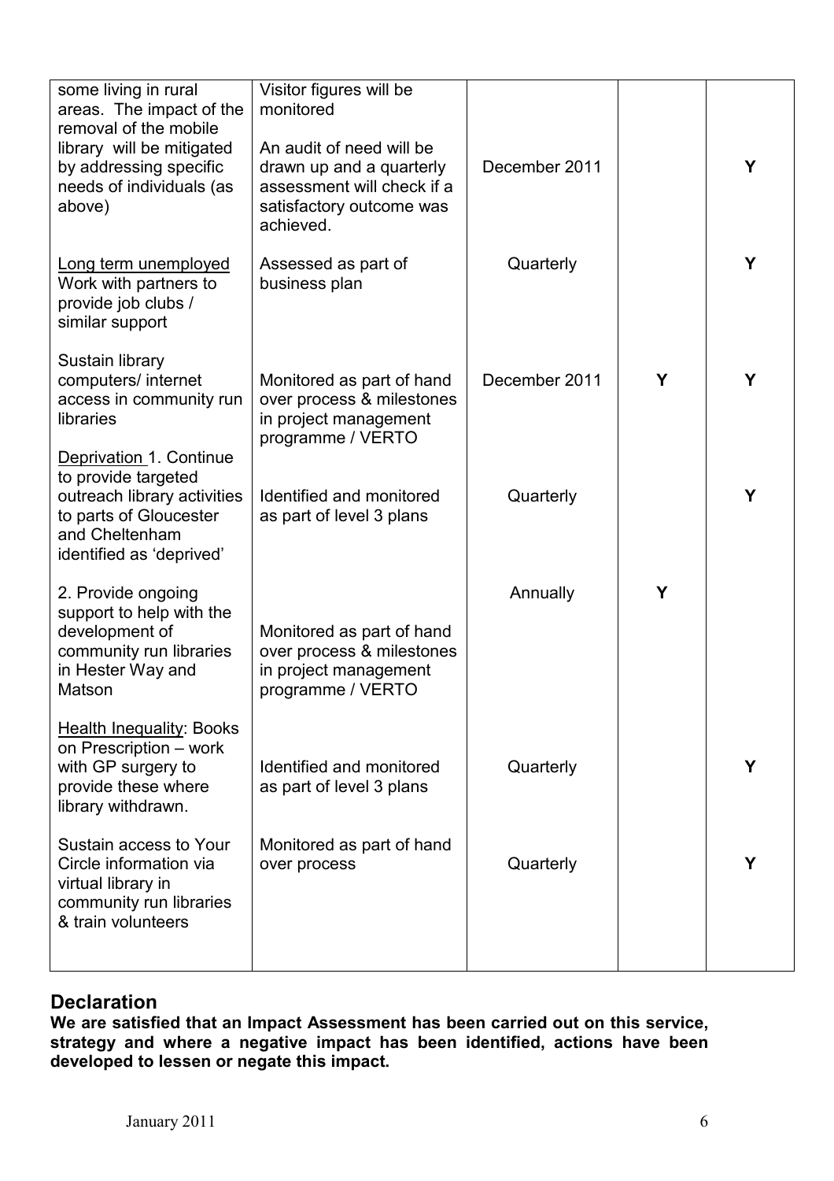| | | | | |
|---|---|---|---|---|
| some living in rural areas. The impact of the removal of the mobile library will be mitigated by addressing specific needs of individuals (as above) | Visitor figures will be monitored<br><br>An audit of need will be drawn up and a quarterly assessment will check if a satisfactory outcome was achieved. | December 2011 | | Y |
| <u>Long term unemployed</u> Work with partners to provide job clubs / similar support | Assessed as part of business plan | Quarterly | | Y |
| Sustain library computers/ internet access in community run libraries | Monitored as part of hand over process & milestones in project management programme / VERTO | December 2011 | Y | Y |
| <u>Deprivation</u> 1. Continue to provide targeted outreach library activities to parts of Gloucester and Cheltenham identified as 'deprived' | Identified and monitored as part of level 3 plans | Quarterly | | Y |
| 2. Provide ongoing support to help with the development of community run libraries in Hester Way and Matson | Monitored as part of hand over process & milestones in project management programme / VERTO | Annually | Y | |
| <u>Health Inequality</u>: Books on Prescription – work with GP surgery to provide these where library withdrawn. | Identified and monitored as part of level 3 plans | Quarterly | | Y |
| Sustain access to Your Circle information via virtual library in community run libraries & train volunteers | Monitored as part of hand over process | Quarterly | | Y |

## Declaration

**We are satisfied that an Impact Assessment has been carried out on this service, strategy and where a negative impact has been identified, actions have been developed to lessen or negate this impact.**

January 2011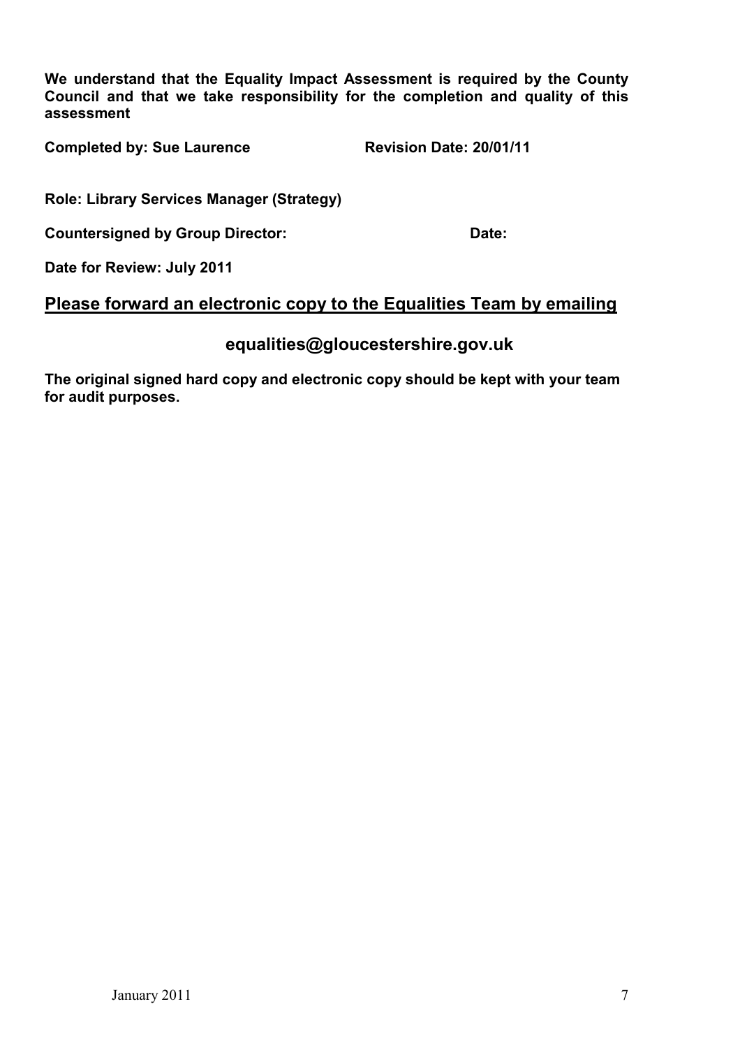**We understand that the Equality Impact Assessment is required by the County Council and that we take responsibility for the completion and quality of this assessment**

**Completed by: Sue Laurence** **Revision Date: 20/01/11**

**Role: Library Services Manager (Strategy)**

**Countersigned by Group Director:** **Date:**

**Date for Review: July 2011**

## <u>Please forward an electronic copy to the Equalities Team by emailing</u>

## equalities@gloucestershire.gov.uk

**The original signed hard copy and electronic copy should be kept with your team for audit purposes.**